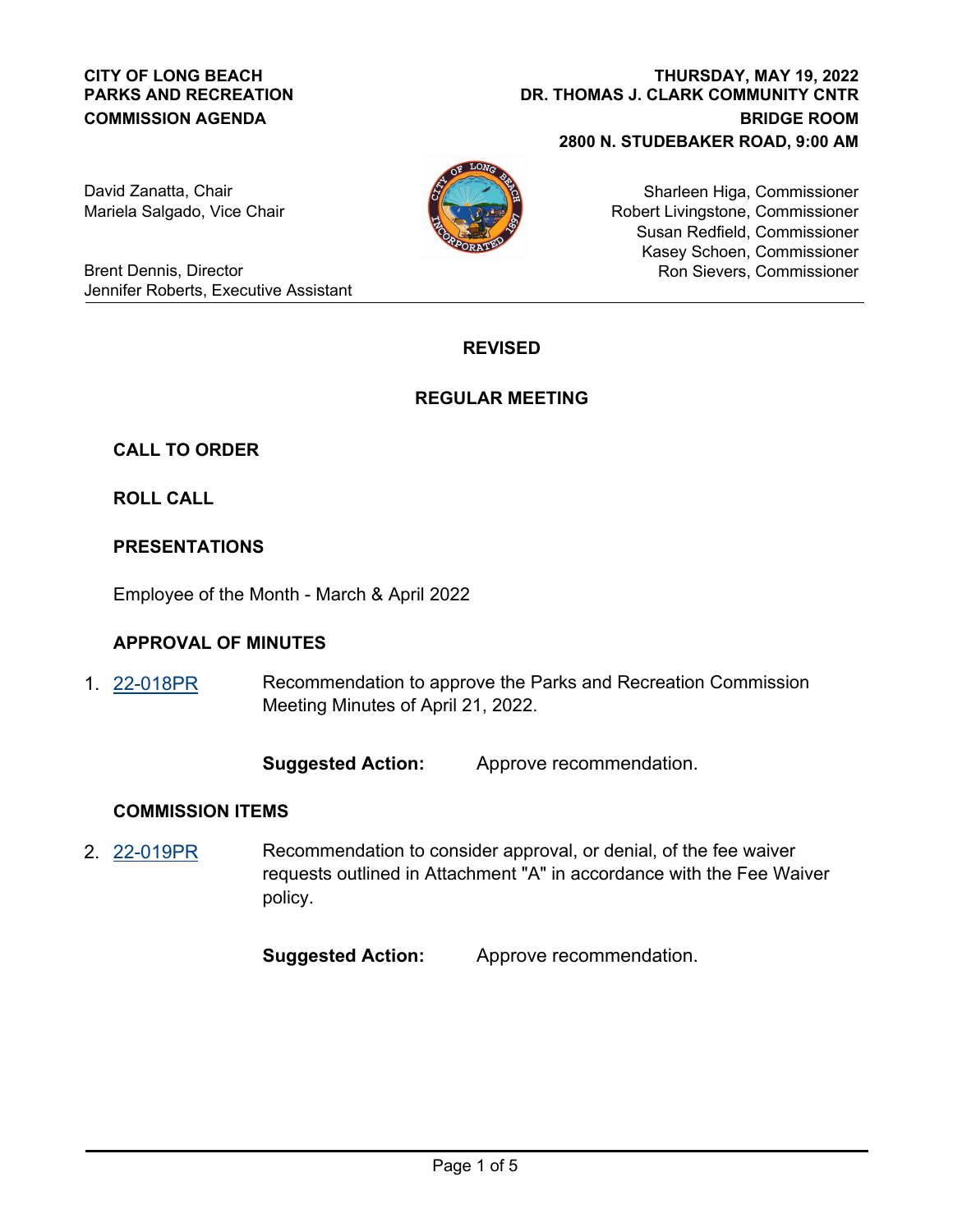**CITY OF LONG BEACH**
**PARKS AND RECREATION**
**COMMISSION AGENDA**

**THURSDAY, MAY 19, 2022**
**DR. THOMAS J. CLARK COMMUNITY CNTR**
**BRIDGE ROOM**
**2800 N. STUDEBAKER ROAD, 9:00 AM**

David Zanatta, Chair
Mariela Salgado, Vice Chair

Brent Dennis, Director
Jennifer Roberts, Executive Assistant

Sharleen Higa, Commissioner
Robert Livingstone, Commissioner
Susan Redfield, Commissioner
Kasey Schoen, Commissioner
Ron Sievers, Commissioner

---

## REVISED

## REGULAR MEETING

### CALL TO ORDER

### ROLL CALL

### PRESENTATIONS

Employee of the Month - March & April 2022

### APPROVAL OF MINUTES

1. 22-018PR — Recommendation to approve the Parks and Recreation Commission Meeting Minutes of April 21, 2022.

   **Suggested Action:** Approve recommendation.

### COMMISSION ITEMS

2. 22-019PR — Recommendation to consider approval, or denial, of the fee waiver requests outlined in Attachment "A" in accordance with the Fee Waiver policy.

   **Suggested Action:** Approve recommendation.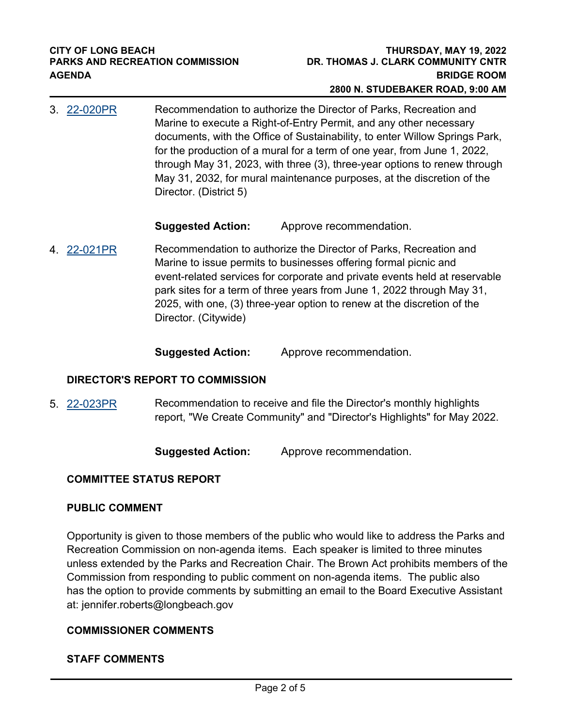3. 22-020PR Recommendation to authorize the Director of Parks, Recreation and Marine to execute a Right-of-Entry Permit, and any other necessary documents, with the Office of Sustainability, to enter Willow Springs Park, for the production of a mural for a term of one year, from June 1, 2022, through May 31, 2023, with three (3), three-year options to renew through May 31, 2032, for mural maintenance purposes, at the discretion of the Director. (District 5)

   **Suggested Action:** Approve recommendation.

4. 22-021PR Recommendation to authorize the Director of Parks, Recreation and Marine to issue permits to businesses offering formal picnic and event-related services for corporate and private events held at reservable park sites for a term of three years from June 1, 2022 through May 31, 2025, with one, (3) three-year option to renew at the discretion of the Director. (Citywide)

   **Suggested Action:** Approve recommendation.

**DIRECTOR'S REPORT TO COMMISSION**

5. 22-023PR Recommendation to receive and file the Director's monthly highlights report, "We Create Community" and "Director's Highlights" for May 2022.

   **Suggested Action:** Approve recommendation.

**COMMITTEE STATUS REPORT**

**PUBLIC COMMENT**

Opportunity is given to those members of the public who would like to address the Parks and Recreation Commission on non-agenda items. Each speaker is limited to three minutes unless extended by the Parks and Recreation Chair. The Brown Act prohibits members of the Commission from responding to public comment on non-agenda items. The public also has the option to provide comments by submitting an email to the Board Executive Assistant at: jennifer.roberts@longbeach.gov

**COMMISSIONER COMMENTS**

**STAFF COMMENTS**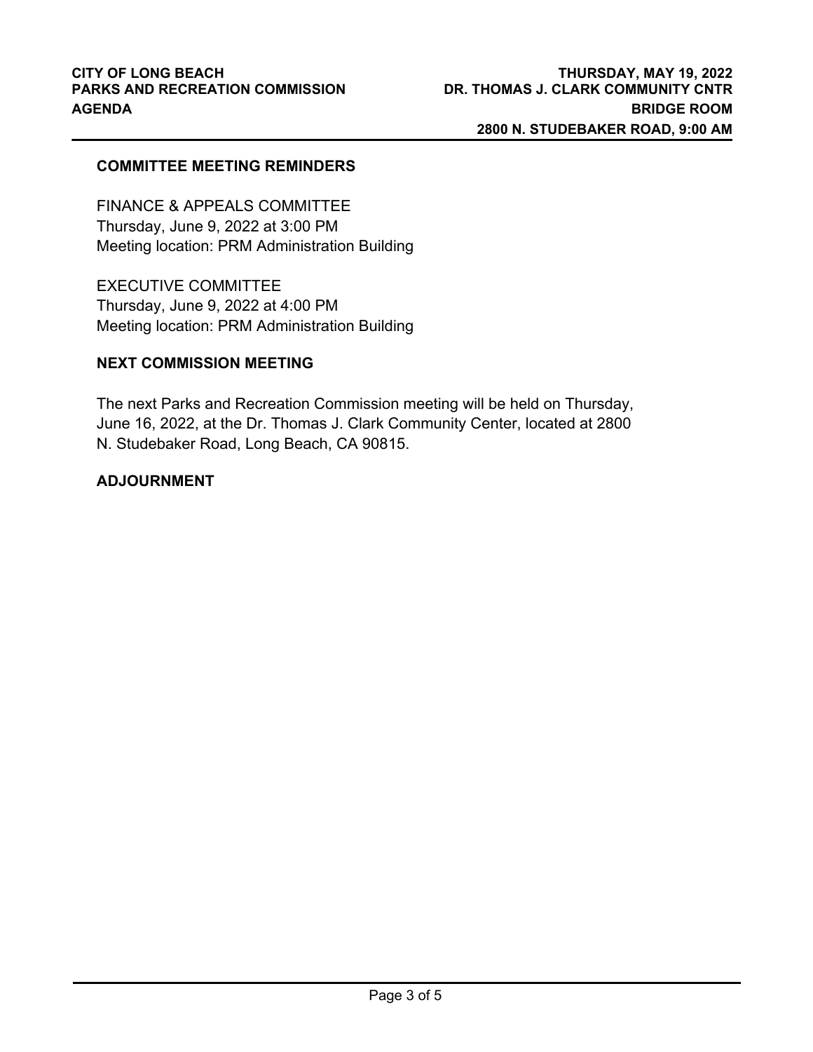**COMMITTEE MEETING REMINDERS**

FINANCE & APPEALS COMMITTEE
Thursday, June 9, 2022 at 3:00 PM
Meeting location: PRM Administration Building

EXECUTIVE COMMITTEE
Thursday, June 9, 2022 at 4:00 PM
Meeting location: PRM Administration Building

**NEXT COMMISSION MEETING**

The next Parks and Recreation Commission meeting will be held on Thursday, June 16, 2022, at the Dr. Thomas J. Clark Community Center, located at 2800 N. Studebaker Road, Long Beach, CA 90815.

**ADJOURNMENT**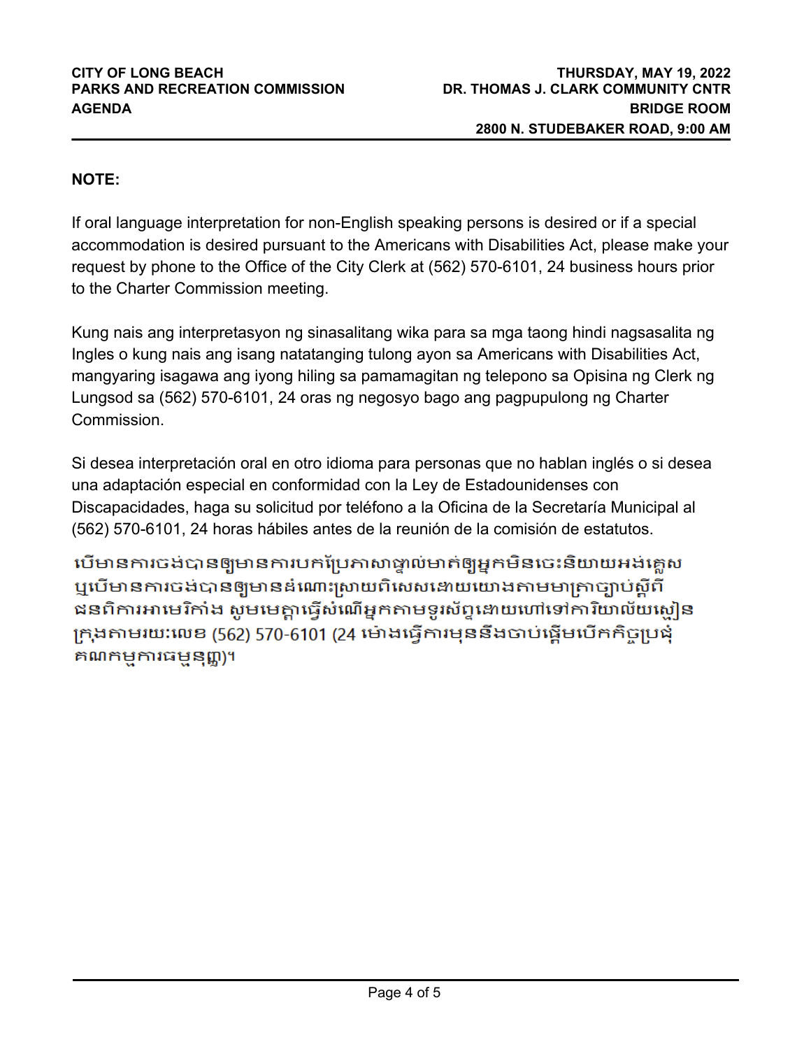**NOTE:**

If oral language interpretation for non-English speaking persons is desired or if a special accommodation is desired pursuant to the Americans with Disabilities Act, please make your request by phone to the Office of the City Clerk at (562) 570-6101, 24 business hours prior to the Charter Commission meeting.

Kung nais ang interpretasyon ng sinasalitang wika para sa mga taong hindi nagsasalita ng Ingles o kung nais ang isang natatanging tulong ayon sa Americans with Disabilities Act, mangyaring isagawa ang iyong hiling sa pamamagitan ng telepono sa Opisina ng Clerk ng Lungsod sa (562) 570-6101, 24 oras ng negosyo bago ang pagpupulong ng Charter Commission.

Si desea interpretación oral en otro idioma para personas que no hablan inglés o si desea una adaptación especial en conformidad con la Ley de Estadounidenses con Discapacidades, haga su solicitud por teléfono a la Oficina de la Secretaría Municipal al (562) 570-6101, 24 horas hábiles antes de la reunión de la comisión de estatutos.

បើមានការចង់បានឲ្យមានការបកប្រែភាសាផ្ទាល់មាត់ឲ្យអ្នកមិនចេះនិយាយអង់គ្លេស ឬបើមានការចង់បានឲ្យមានដំណោះស្រាយពិសេសដោយយោងតាមមាត្រាច្បាប់ស្តីពីជនពិការអាមេរិកាំង សូមមេត្តាធ្វើសំណើអ្នកតាមទូរស័ព្ទដោយហៅទៅការិយាល័យស្មៀនក្រុងតាមរយៈលេខ (562) 570-6101 (24 ម៉ោងធ្វើការមុននឹងចាប់ផ្តើមបើកកិច្ចប្រជុំគណកម្មការធម្មនុញ្ញ)។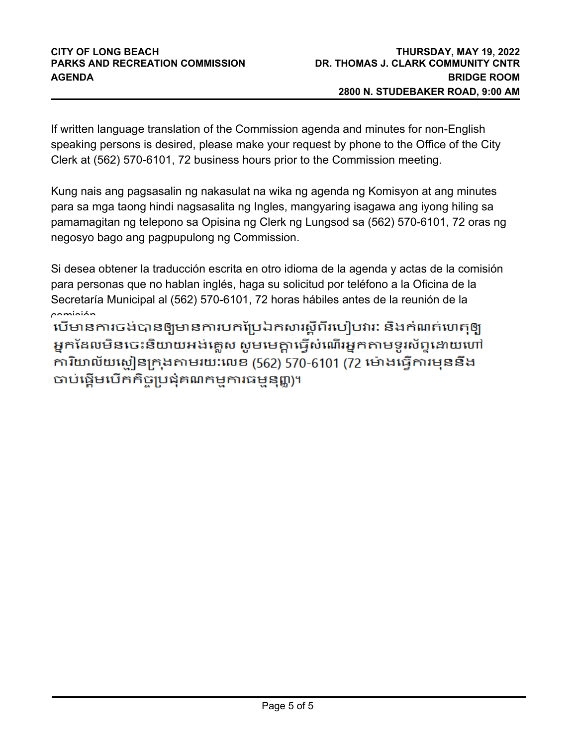If written language translation of the Commission agenda and minutes for non-English speaking persons is desired, please make your request by phone to the Office of the City Clerk at (562) 570-6101, 72 business hours prior to the Commission meeting.

Kung nais ang pagsasalin ng nakasulat na wika ng agenda ng Komisyon at ang minutes para sa mga taong hindi nagsasalita ng Ingles, mangyaring isagawa ang iyong hiling sa pamamagitan ng telepono sa Opisina ng Clerk ng Lungsod sa (562) 570-6101, 72 oras ng negosyo bago ang pagpupulong ng Commission.

Si desea obtener la traducción escrita en otro idioma de la agenda y actas de la comisión para personas que no hablan inglés, haga su solicitud por teléfono a la Oficina de la Secretaría Municipal al (562) 570-6101, 72 horas hábiles antes de la reunión de la comisión.

បើមានការចង់បានឲ្យមានការបកប្រែឯកសារស្ដីពីរបៀបវារៈ និងកំណត់ហេតុឲ្យអ្នកដែលមិនចេះនិយាយអង់គ្លេស សូមមេត្តាធ្វើសំណើរអ្នកតាមទូរស័ព្ទដោយហៅការិយាល័យស្មៀនក្រុងតាមរយៈលេខ (562) 570-6101 (72 ម៉ោងធ្វើការមុននឹងចាប់ផ្ដើមបើកកិច្ចប្រជុំគណកម្មការធម្មនុញ្ញ)។